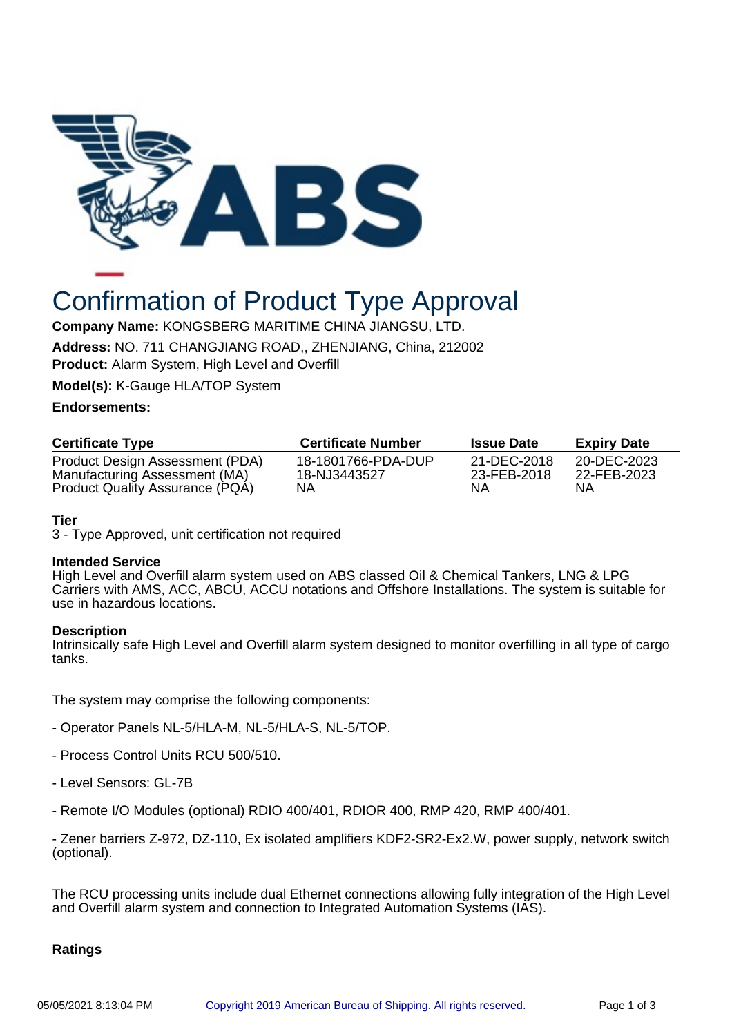# Confirmation of Product Type Approval

**Company Name:** KONGSBERG MARITIME CHINA JIANGSU, LTD.

**Address:** NO. 711 CHANGJIANG ROAD,, ZHENJIANG, China, 212002

**Product:** Alarm System, High Level and Overfill

**Model(s):** K-Gauge HLA/TOP System

**Endorsements:**

| Certificate Type | Certificate Number | Issue Date | Expiry Date |
|---|---|---|---|
| Product Design Assessment (PDA) | 18-1801766-PDA-DUP | 21-DEC-2018 | 20-DEC-2023 |
| Manufacturing Assessment (MA) | 18-NJ3443527 | 23-FEB-2018 | 22-FEB-2023 |
| Product Quality Assurance (PQA) | NA | NA | NA |

**Tier**
3 - Type Approved, unit certification not required

**Intended Service**
High Level and Overfill alarm system used on ABS classed Oil & Chemical Tankers, LNG & LPG Carriers with AMS, ACC, ABCU, ACCU notations and Offshore Installations. The system is suitable for use in hazardous locations.

**Description**
Intrinsically safe High Level and Overfill alarm system designed to monitor overfilling in all type of cargo tanks.

The system may comprise the following components:

- Operator Panels NL-5/HLA-M, NL-5/HLA-S, NL-5/TOP.

- Process Control Units RCU 500/510.

- Level Sensors: GL-7B

- Remote I/O Modules (optional) RDIO 400/401, RDIOR 400, RMP 420, RMP 400/401.

- Zener barriers Z-972, DZ-110, Ex isolated amplifiers KDF2-SR2-Ex2.W, power supply, network switch (optional).

The RCU processing units include dual Ethernet connections allowing fully integration of the High Level and Overfill alarm system and connection to Integrated Automation Systems (IAS).

**Ratings**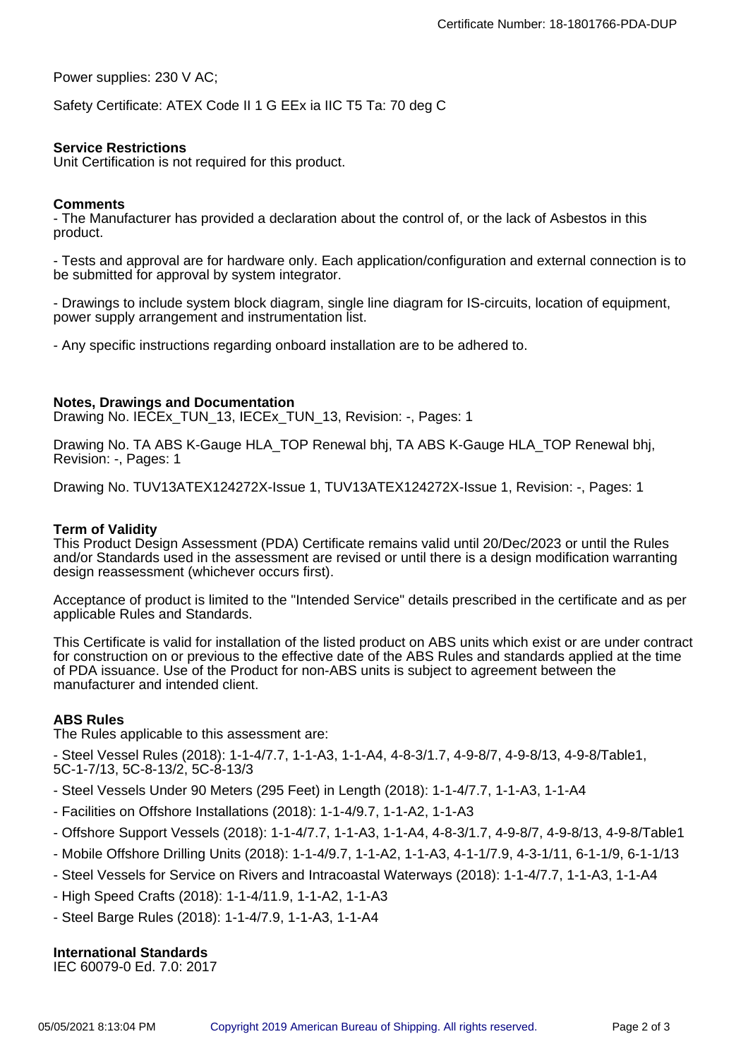Power supplies: 230 V AC;

Safety Certificate: ATEX Code II 1 G EEx ia IIC T5 Ta: 70 deg C

**Service Restrictions**
Unit Certification is not required for this product.

**Comments**
- The Manufacturer has provided a declaration about the control of, or the lack of Asbestos in this product.

- Tests and approval are for hardware only. Each application/configuration and external connection is to be submitted for approval by system integrator.

- Drawings to include system block diagram, single line diagram for IS-circuits, location of equipment, power supply arrangement and instrumentation list.

- Any specific instructions regarding onboard installation are to be adhered to.

**Notes, Drawings and Documentation**
Drawing No. IECEx_TUN_13, IECEx_TUN_13, Revision: -, Pages: 1

Drawing No. TA ABS K-Gauge HLA_TOP Renewal bhj, TA ABS K-Gauge HLA_TOP Renewal bhj, Revision: -, Pages: 1

Drawing No. TUV13ATEX124272X-Issue 1, TUV13ATEX124272X-Issue 1, Revision: -, Pages: 1

**Term of Validity**
This Product Design Assessment (PDA) Certificate remains valid until 20/Dec/2023 or until the Rules and/or Standards used in the assessment are revised or until there is a design modification warranting design reassessment (whichever occurs first).

Acceptance of product is limited to the "Intended Service" details prescribed in the certificate and as per applicable Rules and Standards.

This Certificate is valid for installation of the listed product on ABS units which exist or are under contract for construction on or previous to the effective date of the ABS Rules and standards applied at the time of PDA issuance. Use of the Product for non-ABS units is subject to agreement between the manufacturer and intended client.

**ABS Rules**
The Rules applicable to this assessment are:

- Steel Vessel Rules (2018): 1-1-4/7.7, 1-1-A3, 1-1-A4, 4-8-3/1.7, 4-9-8/7, 4-9-8/13, 4-9-8/Table1, 5C-1-7/13, 5C-8-13/2, 5C-8-13/3
- Steel Vessels Under 90 Meters (295 Feet) in Length (2018): 1-1-4/7.7, 1-1-A3, 1-1-A4
- Facilities on Offshore Installations (2018): 1-1-4/9.7, 1-1-A2, 1-1-A3
- Offshore Support Vessels (2018): 1-1-4/7.7, 1-1-A3, 1-1-A4, 4-8-3/1.7, 4-9-8/7, 4-9-8/13, 4-9-8/Table1
- Mobile Offshore Drilling Units (2018): 1-1-4/9.7, 1-1-A2, 1-1-A3, 4-1-1/7.9, 4-3-1/11, 6-1-1/9, 6-1-1/13
- Steel Vessels for Service on Rivers and Intracoastal Waterways (2018): 1-1-4/7.7, 1-1-A3, 1-1-A4
- High Speed Crafts (2018): 1-1-4/11.9, 1-1-A2, 1-1-A3
- Steel Barge Rules (2018): 1-1-4/7.9, 1-1-A3, 1-1-A4

**International Standards**
IEC 60079-0 Ed. 7.0: 2017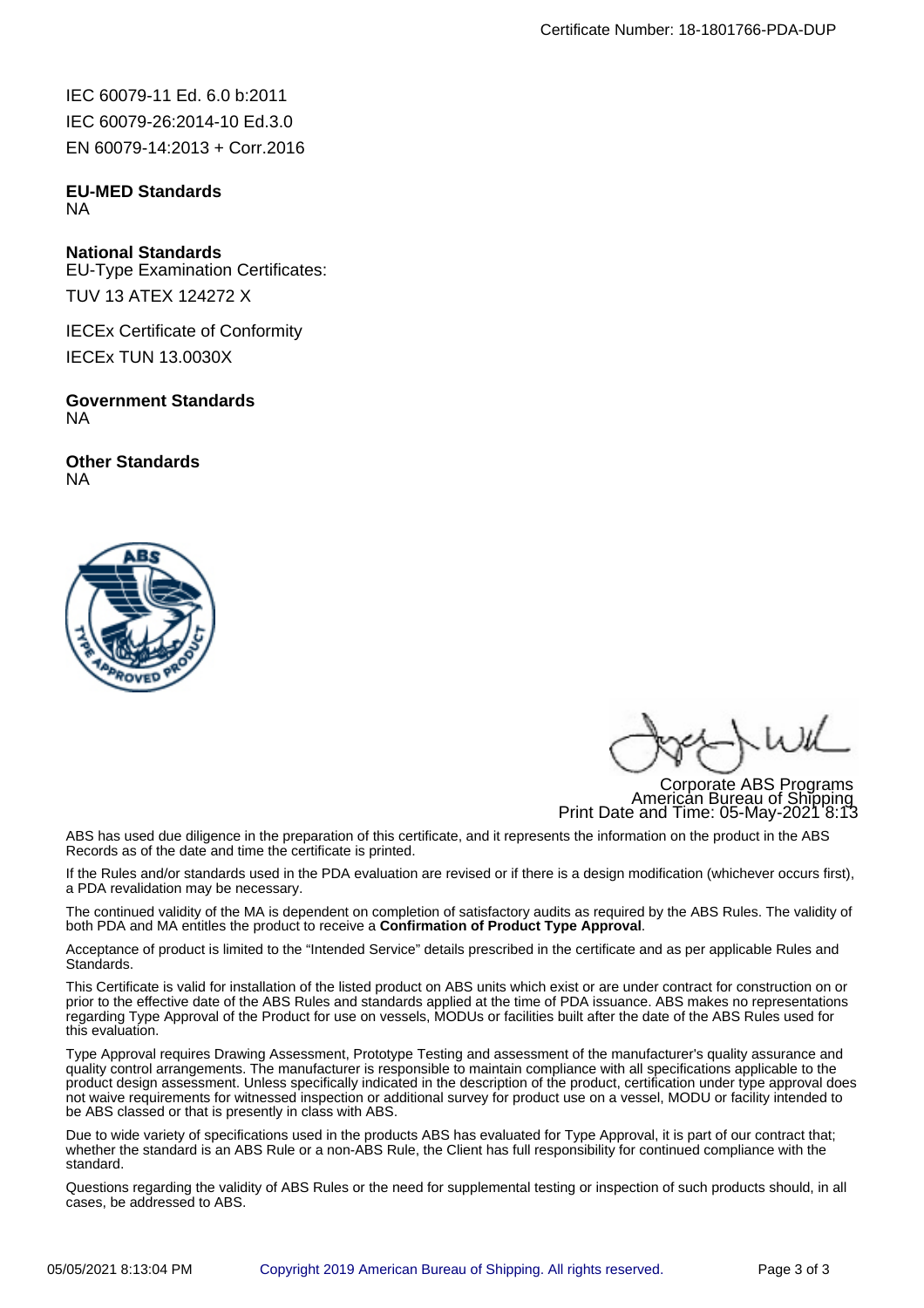IEC 60079-11 Ed. 6.0 b:2011

IEC 60079-26:2014-10 Ed.3.0

EN 60079-14:2013 + Corr.2016

**EU-MED Standards**
NA

**National Standards**
EU-Type Examination Certificates:

TUV 13 ATEX 124272 X

IECEx Certificate of Conformity

IECEx TUN 13.0030X

**Government Standards**
NA

**Other Standards**
NA

Corporate ABS Programs
American Bureau of Shipping
Print Date and Time: 05-May-2021 8:13

ABS has used due diligence in the preparation of this certificate, and it represents the information on the product in the ABS Records as of the date and time the certificate is printed.

If the Rules and/or standards used in the PDA evaluation are revised or if there is a design modification (whichever occurs first), a PDA revalidation may be necessary.

The continued validity of the MA is dependent on completion of satisfactory audits as required by the ABS Rules. The validity of both PDA and MA entitles the product to receive a **Confirmation of Product Type Approval**.

Acceptance of product is limited to the "Intended Service" details prescribed in the certificate and as per applicable Rules and Standards.

This Certificate is valid for installation of the listed product on ABS units which exist or are under contract for construction on or prior to the effective date of the ABS Rules and standards applied at the time of PDA issuance. ABS makes no representations regarding Type Approval of the Product for use on vessels, MODUs or facilities built after the date of the ABS Rules used for this evaluation.

Type Approval requires Drawing Assessment, Prototype Testing and assessment of the manufacturer's quality assurance and quality control arrangements. The manufacturer is responsible to maintain compliance with all specifications applicable to the product design assessment. Unless specifically indicated in the description of the product, certification under type approval does not waive requirements for witnessed inspection or additional survey for product use on a vessel, MODU or facility intended to be ABS classed or that is presently in class with ABS.

Due to wide variety of specifications used in the products ABS has evaluated for Type Approval, it is part of our contract that; whether the standard is an ABS Rule or a non-ABS Rule, the Client has full responsibility for continued compliance with the standard.

Questions regarding the validity of ABS Rules or the need for supplemental testing or inspection of such products should, in all cases, be addressed to ABS.